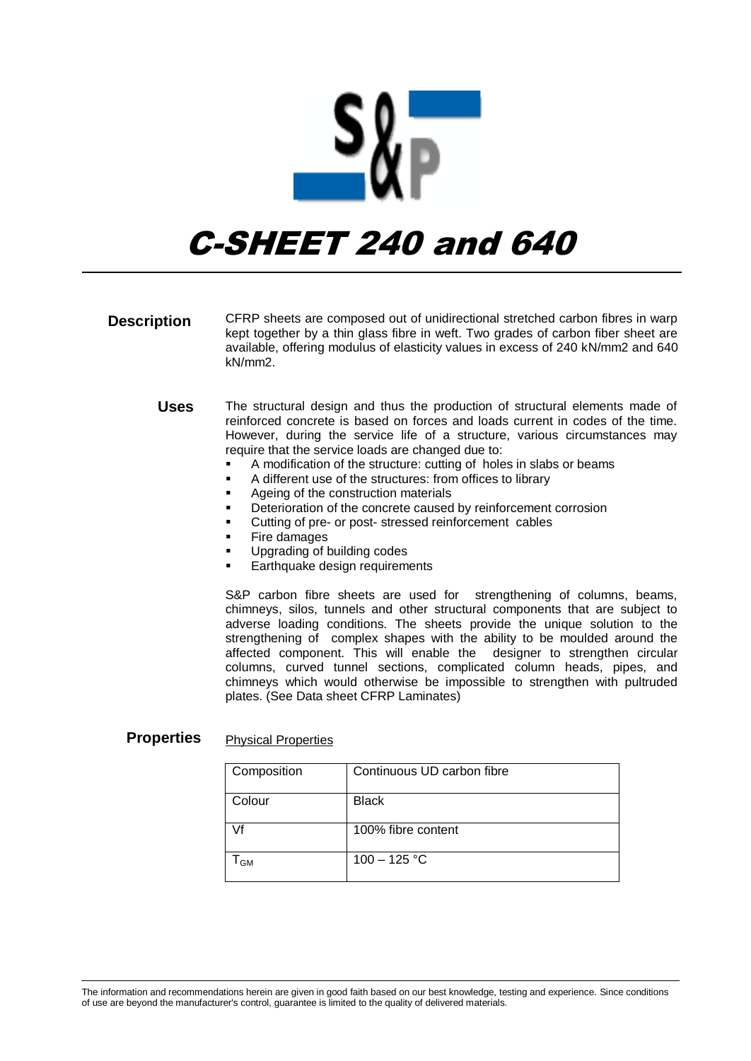# C-SHEET 240 and 640

## Description

CFRP sheets are composed out of unidirectional stretched carbon fibres in warp kept together by a thin glass fibre in weft. Two grades of carbon fiber sheet are available, offering modulus of elasticity values in excess of 240 kN/mm2 and 640 kN/mm2.

## Uses

The structural design and thus the production of structural elements made of reinforced concrete is based on forces and loads current in codes of the time. However, during the service life of a structure, various circumstances may require that the service loads are changed due to:

- A modification of the structure: cutting of holes in slabs or beams
- A different use of the structures: from offices to library
- Ageing of the construction materials
- Deterioration of the concrete caused by reinforcement corrosion
- Cutting of pre- or post- stressed reinforcement cables
- Fire damages
- Upgrading of building codes
- Earthquake design requirements

S&P carbon fibre sheets are used for strengthening of columns, beams, chimneys, silos, tunnels and other structural components that are subject to adverse loading conditions. The sheets provide the unique solution to the strengthening of complex shapes with the ability to be moulded around the affected component. This will enable the designer to strengthen circular columns, curved tunnel sections, complicated column heads, pipes, and chimneys which would otherwise be impossible to strengthen with pultruded plates. (See Data sheet CFRP Laminates)

## Properties

Physical Properties

| Composition | Continuous UD carbon fibre |
|---|---|
| Colour | Black |
| Vf | 100% fibre content |
| $T_{GM}$ | 100 – 125 °C |

The information and recommendations herein are given in good faith based on our best knowledge, testing and experience. Since conditions of use are beyond the manufacturer's control, guarantee is limited to the quality of delivered materials.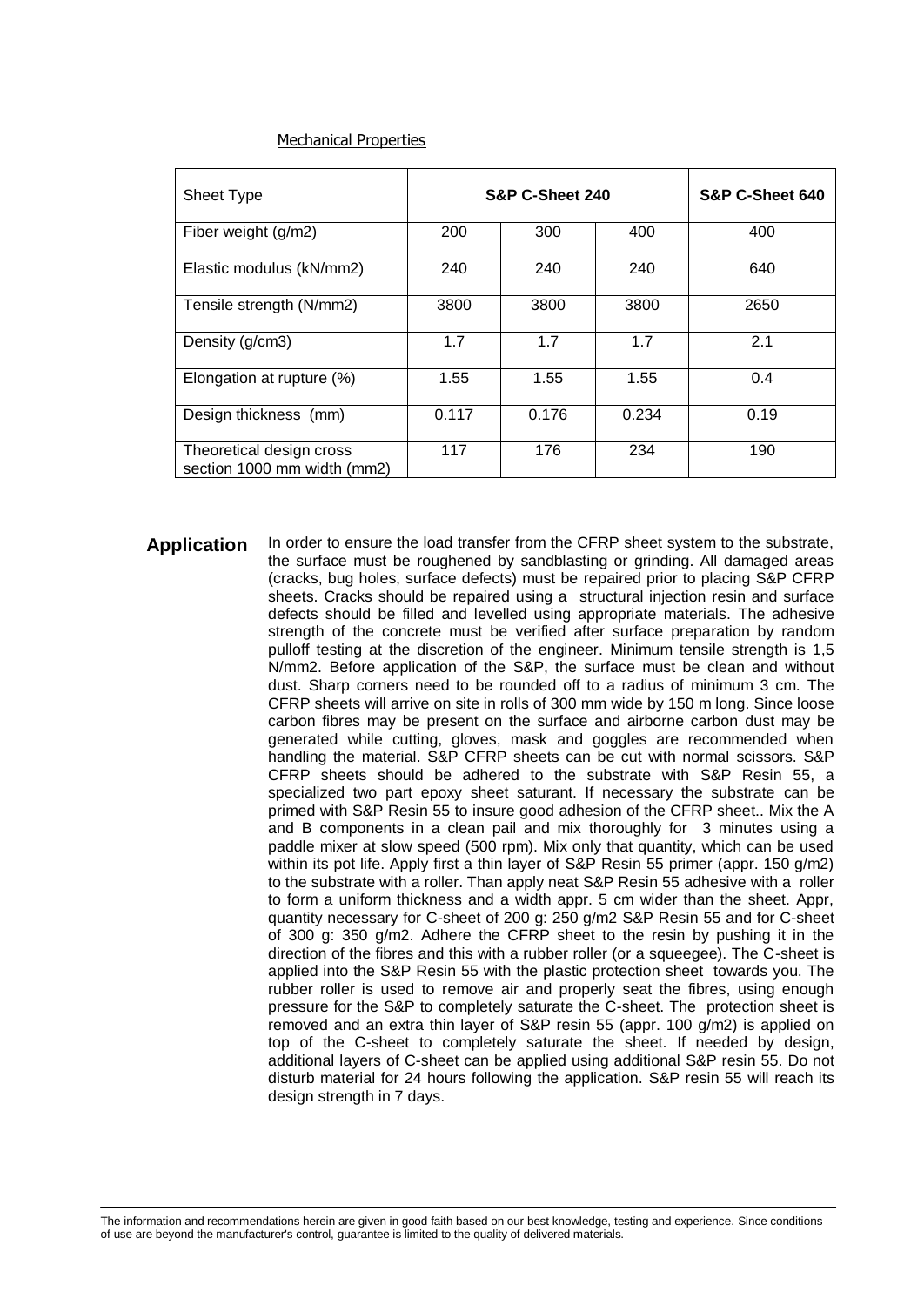Mechanical Properties

| Sheet Type | S&P C-Sheet 240 | | | S&P C-Sheet 640 |
|---|---|---|---|---|
| Fiber weight (g/m2) | 200 | 300 | 400 | 400 |
| Elastic modulus (kN/mm2) | 240 | 240 | 240 | 640 |
| Tensile strength (N/mm2) | 3800 | 3800 | 3800 | 2650 |
| Density (g/cm3) | 1.7 | 1.7 | 1.7 | 2.1 |
| Elongation at rupture (%) | 1.55 | 1.55 | 1.55 | 0.4 |
| Design thickness (mm) | 0.117 | 0.176 | 0.234 | 0.19 |
| Theoretical design cross section 1000 mm width (mm2) | 117 | 176 | 234 | 190 |

**Application**

In order to ensure the load transfer from the CFRP sheet system to the substrate, the surface must be roughened by sandblasting or grinding. All damaged areas (cracks, bug holes, surface defects) must be repaired prior to placing S&P CFRP sheets. Cracks should be repaired using a structural injection resin and surface defects should be filled and levelled using appropriate materials. The adhesive strength of the concrete must be verified after surface preparation by random pulloff testing at the discretion of the engineer. Minimum tensile strength is 1,5 N/mm2. Before application of the S&P, the surface must be clean and without dust. Sharp corners need to be rounded off to a radius of minimum 3 cm. The CFRP sheets will arrive on site in rolls of 300 mm wide by 150 m long. Since loose carbon fibres may be present on the surface and airborne carbon dust may be generated while cutting, gloves, mask and goggles are recommended when handling the material. S&P CFRP sheets can be cut with normal scissors. S&P CFRP sheets should be adhered to the substrate with S&P Resin 55, a specialized two part epoxy sheet saturant. If necessary the substrate can be primed with S&P Resin 55 to insure good adhesion of the CFRP sheet.. Mix the A and B components in a clean pail and mix thoroughly for 3 minutes using a paddle mixer at slow speed (500 rpm). Mix only that quantity, which can be used within its pot life. Apply first a thin layer of S&P Resin 55 primer (appr. 150 g/m2) to the substrate with a roller. Than apply neat S&P Resin 55 adhesive with a roller to form a uniform thickness and a width appr. 5 cm wider than the sheet. Appr, quantity necessary for C-sheet of 200 g: 250 g/m2 S&P Resin 55 and for C-sheet of 300 g: 350 g/m2. Adhere the CFRP sheet to the resin by pushing it in the direction of the fibres and this with a rubber roller (or a squeegee). The C-sheet is applied into the S&P Resin 55 with the plastic protection sheet towards you. The rubber roller is used to remove air and properly seat the fibres, using enough pressure for the S&P to completely saturate the C-sheet. The protection sheet is removed and an extra thin layer of S&P resin 55 (appr. 100 g/m2) is applied on top of the C-sheet to completely saturate the sheet. If needed by design, additional layers of C-sheet can be applied using additional S&P resin 55. Do not disturb material for 24 hours following the application. S&P resin 55 will reach its design strength in 7 days.

The information and recommendations herein are given in good faith based on our best knowledge, testing and experience. Since conditions of use are beyond the manufacturer's control, guarantee is limited to the quality of delivered materials.